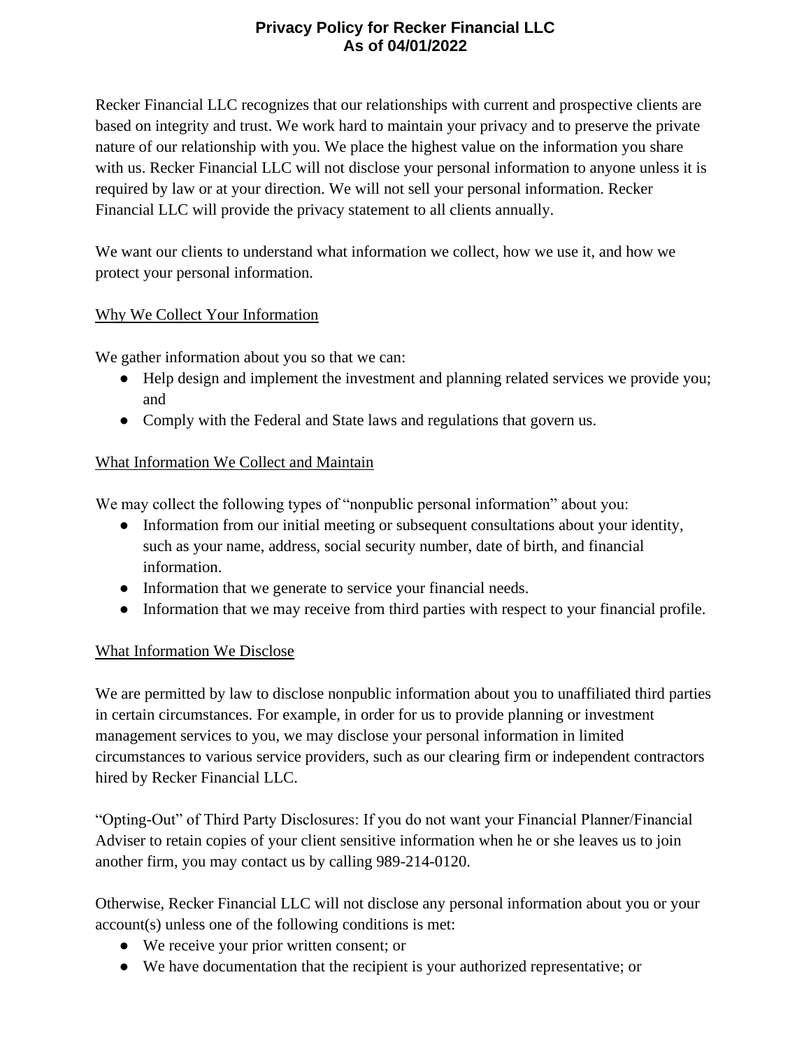# Privacy Policy for Recker Financial LLC
# As of 04/01/2022

Recker Financial LLC recognizes that our relationships with current and prospective clients are based on integrity and trust. We work hard to maintain your privacy and to preserve the private nature of our relationship with you. We place the highest value on the information you share with us. Recker Financial LLC will not disclose your personal information to anyone unless it is required by law or at your direction. We will not sell your personal information. Recker Financial LLC will provide the privacy statement to all clients annually.

We want our clients to understand what information we collect, how we use it, and how we protect your personal information.

<u>Why We Collect Your Information</u>

We gather information about you so that we can:

- Help design and implement the investment and planning related services we provide you; and
- Comply with the Federal and State laws and regulations that govern us.

<u>What Information We Collect and Maintain</u>

We may collect the following types of "nonpublic personal information" about you:

- Information from our initial meeting or subsequent consultations about your identity, such as your name, address, social security number, date of birth, and financial information.
- Information that we generate to service your financial needs.
- Information that we may receive from third parties with respect to your financial profile.

<u>What Information We Disclose</u>

We are permitted by law to disclose nonpublic information about you to unaffiliated third parties in certain circumstances. For example, in order for us to provide planning or investment management services to you, we may disclose your personal information in limited circumstances to various service providers, such as our clearing firm or independent contractors hired by Recker Financial LLC.

"Opting-Out" of Third Party Disclosures: If you do not want your Financial Planner/Financial Adviser to retain copies of your client sensitive information when he or she leaves us to join another firm, you may contact us by calling 989-214-0120.

Otherwise, Recker Financial LLC will not disclose any personal information about you or your account(s) unless one of the following conditions is met:

- We receive your prior written consent; or
- We have documentation that the recipient is your authorized representative; or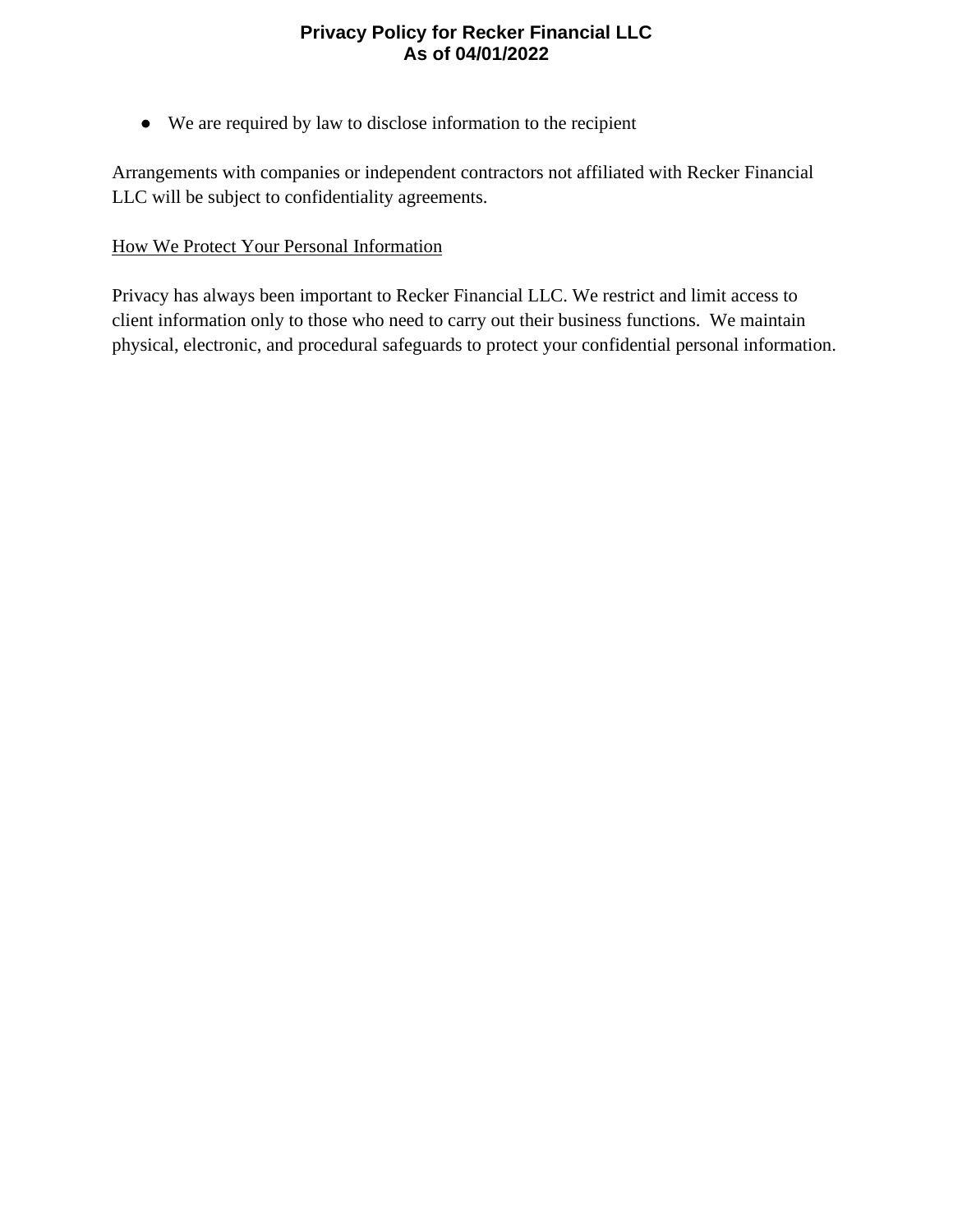- We are required by law to disclose information to the recipient

Arrangements with companies or independent contractors not affiliated with Recker Financial LLC will be subject to confidentiality agreements.

## How We Protect Your Personal Information

Privacy has always been important to Recker Financial LLC. We restrict and limit access to client information only to those who need to carry out their business functions. We maintain physical, electronic, and procedural safeguards to protect your confidential personal information.